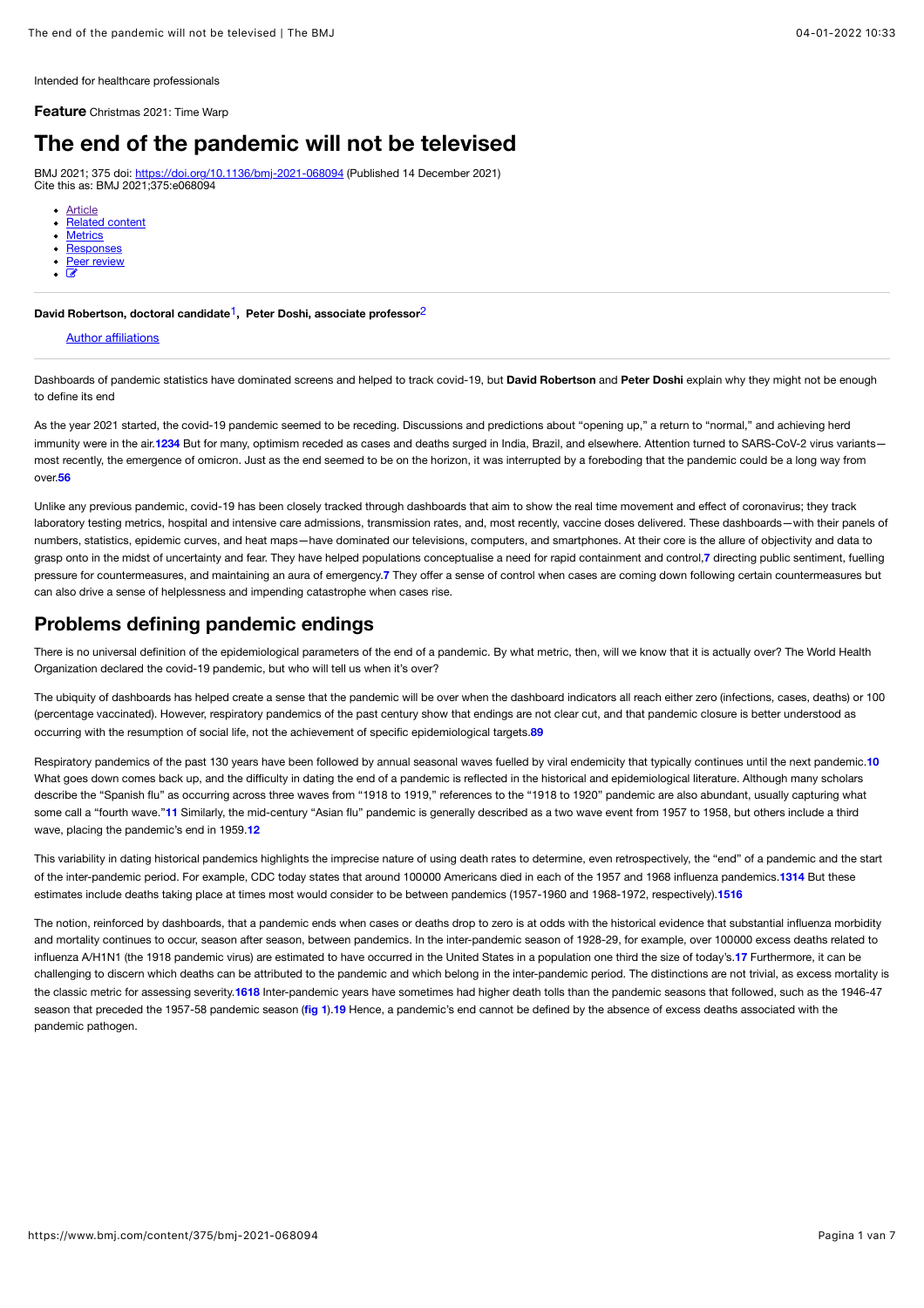Intended for healthcare professionals

**Feature** Christmas 2021: Time Warp

# The end of the pandemic will not be televised

BMJ 2021; 375 doi: https://doi.org/10.1136/bmj-2021-068094 (Published 14 December 2021)
Cite this as: BMJ 2021;375:e068094

- Article
- Related content
- Metrics
- Responses
- Peer review

**David Robertson, doctoral candidate**[1], **Peter Doshi, associate professor**[2]

Author affiliations

Dashboards of pandemic statistics have dominated screens and helped to track covid-19, but **David Robertson** and **Peter Doshi** explain why they might not be enough to define its end

As the year 2021 started, the covid-19 pandemic seemed to be receding. Discussions and predictions about "opening up," a return to "normal," and achieving herd immunity were in the air.[1,2,3,4] But for many, optimism receded as cases and deaths surged in India, Brazil, and elsewhere. Attention turned to SARS-CoV-2 virus variants—most recently, the emergence of omicron. Just as the end seemed to be on the horizon, it was interrupted by a foreboding that the pandemic could be a long way from over.[5,6]

Unlike any previous pandemic, covid-19 has been closely tracked through dashboards that aim to show the real time movement and effect of coronavirus; they track laboratory testing metrics, hospital and intensive care admissions, transmission rates, and, most recently, vaccine doses delivered. These dashboards—with their panels of numbers, statistics, epidemic curves, and heat maps—have dominated our televisions, computers, and smartphones. At their core is the allure of objectivity and data to grasp onto in the midst of uncertainty and fear. They have helped populations conceptualise a need for rapid containment and control,[7] directing public sentiment, fuelling pressure for countermeasures, and maintaining an aura of emergency.[7] They offer a sense of control when cases are coming down following certain countermeasures but can also drive a sense of helplessness and impending catastrophe when cases rise.

## Problems defining pandemic endings

There is no universal definition of the epidemiological parameters of the end of a pandemic. By what metric, then, will we know that it is actually over? The World Health Organization declared the covid-19 pandemic, but who will tell us when it's over?

The ubiquity of dashboards has helped create a sense that the pandemic will be over when the dashboard indicators all reach either zero (infections, cases, deaths) or 100 (percentage vaccinated). However, respiratory pandemics of the past century show that endings are not clear cut, and that pandemic closure is better understood as occurring with the resumption of social life, not the achievement of specific epidemiological targets.[8,9]

Respiratory pandemics of the past 130 years have been followed by annual seasonal waves fuelled by viral endemicity that typically continues until the next pandemic.[10] What goes down comes back up, and the difficulty in dating the end of a pandemic is reflected in the historical and epidemiological literature. Although many scholars describe the "Spanish flu" as occurring across three waves from "1918 to 1919," references to the "1918 to 1920" pandemic are also abundant, usually capturing what some call a "fourth wave."[11] Similarly, the mid-century "Asian flu" pandemic is generally described as a two wave event from 1957 to 1958, but others include a third wave, placing the pandemic's end in 1959.[12]

This variability in dating historical pandemics highlights the imprecise nature of using death rates to determine, even retrospectively, the "end" of a pandemic and the start of the inter-pandemic period. For example, CDC today states that around 100000 Americans died in each of the 1957 and 1968 influenza pandemics.[13,14] But these estimates include deaths taking place at times most would consider to be between pandemics (1957-1960 and 1968-1972, respectively).[15,16]

The notion, reinforced by dashboards, that a pandemic ends when cases or deaths drop to zero is at odds with the historical evidence that substantial influenza morbidity and mortality continues to occur, season after season, between pandemics. In the inter-pandemic season of 1928-29, for example, over 100000 excess deaths related to influenza A/H1N1 (the 1918 pandemic virus) are estimated to have occurred in the United States in a population one third the size of today's.[17] Furthermore, it can be challenging to discern which deaths can be attributed to the pandemic and which belong in the inter-pandemic period. The distinctions are not trivial, as excess mortality is the classic metric for assessing severity.[16,18] Inter-pandemic years have sometimes had higher death tolls than the pandemic seasons that followed, such as the 1946-47 season that preceded the 1957-58 pandemic season (**fig 1**).[19] Hence, a pandemic's end cannot be defined by the absence of excess deaths associated with the pandemic pathogen.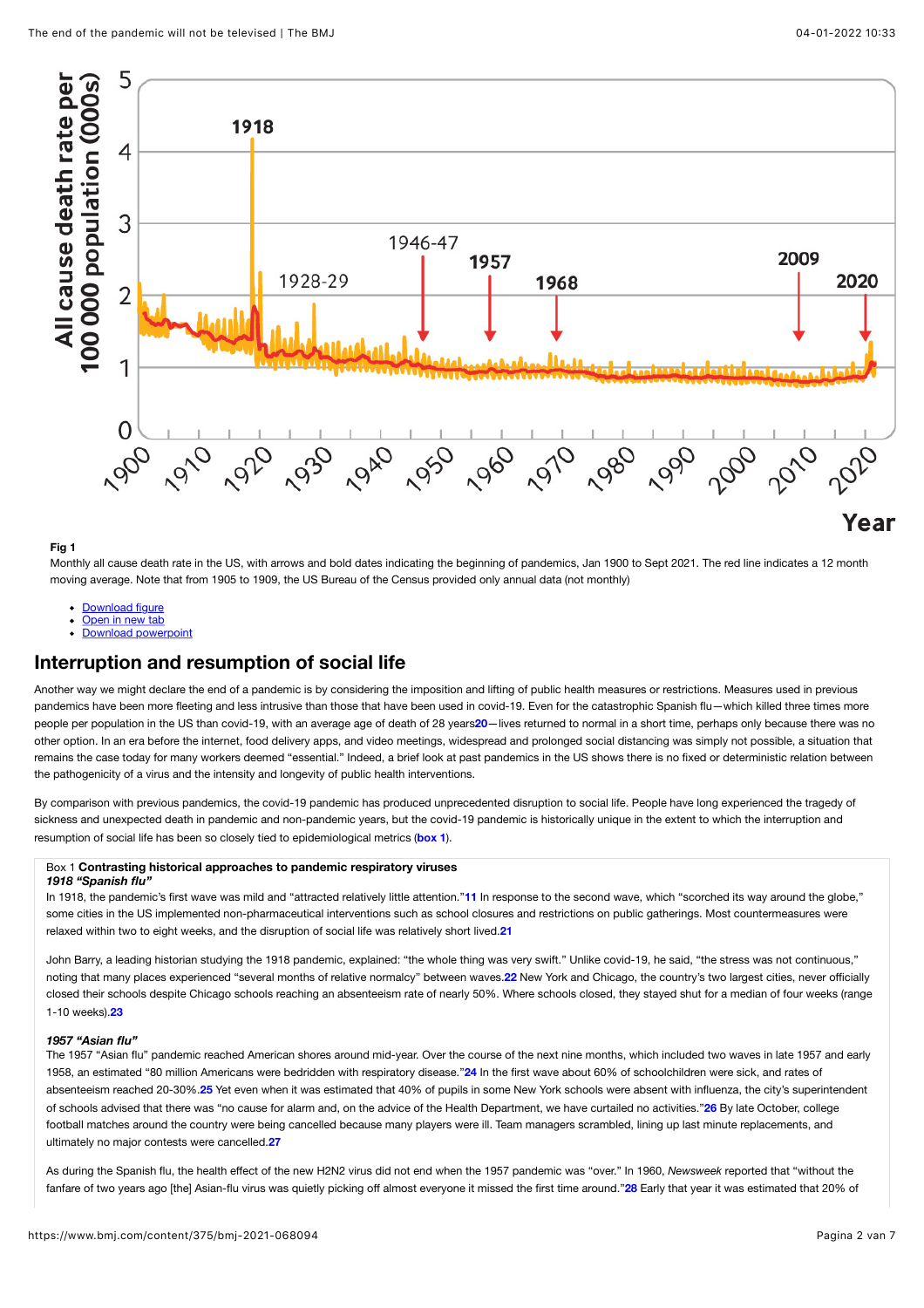**Fig 1**

Monthly all cause death rate in the US, with arrows and bold dates indicating the beginning of pandemics, Jan 1900 to Sept 2021. The red line indicates a 12 month moving average. Note that from 1905 to 1909, the US Bureau of the Census provided only annual data (not monthly)

- Download figure
- Open in new tab
- Download powerpoint

## Interruption and resumption of social life

Another way we might declare the end of a pandemic is by considering the imposition and lifting of public health measures or restrictions. Measures used in previous pandemics have been more fleeting and less intrusive than those that have been used in covid-19. Even for the catastrophic Spanish flu—which killed three times more people per population in the US than covid-19, with an average age of death of 28 years[20]—lives returned to normal in a short time, perhaps only because there was no other option. In an era before the internet, food delivery apps, and video meetings, widespread and prolonged social distancing was simply not possible, a situation that remains the case today for many workers deemed "essential." Indeed, a brief look at past pandemics in the US shows there is no fixed or deterministic relation between the pathogenicity of a virus and the intensity and longevity of public health interventions.

By comparison with previous pandemics, the covid-19 pandemic has produced unprecedented disruption to social life. People have long experienced the tragedy of sickness and unexpected death in pandemic and non-pandemic years, but the covid-19 pandemic is historically unique in the extent to which the interruption and resumption of social life has been so closely tied to epidemiological metrics (box 1).

Box 1 **Contrasting historical approaches to pandemic respiratory viruses**

***1918 "Spanish flu"***

In 1918, the pandemic's first wave was mild and "attracted relatively little attention."[11] In response to the second wave, which "scorched its way around the globe," some cities in the US implemented non-pharmaceutical interventions such as school closures and restrictions on public gatherings. Most countermeasures were relaxed within two to eight weeks, and the disruption of social life was relatively short lived.[21]

John Barry, a leading historian studying the 1918 pandemic, explained: "the whole thing was very swift." Unlike covid-19, he said, "the stress was not continuous," noting that many places experienced "several months of relative normalcy" between waves.[22] New York and Chicago, the country's two largest cities, never officially closed their schools despite Chicago schools reaching an absenteeism rate of nearly 50%. Where schools closed, they stayed shut for a median of four weeks (range 1-10 weeks).[23]

***1957 "Asian flu"***

The 1957 "Asian flu" pandemic reached American shores around mid-year. Over the course of the next nine months, which included two waves in late 1957 and early 1958, an estimated "80 million Americans were bedridden with respiratory disease."[24] In the first wave about 60% of schoolchildren were sick, and rates of absenteeism reached 20-30%.[25] Yet even when it was estimated that 40% of pupils in some New York schools were absent with influenza, the city's superintendent of schools advised that there was "no cause for alarm and, on the advice of the Health Department, we have curtailed no activities."[26] By late October, college football matches around the country were being cancelled because many players were ill. Team managers scrambled, lining up last minute replacements, and ultimately no major contests were cancelled.[27]

As during the Spanish flu, the health effect of the new H2N2 virus did not end when the 1957 pandemic was "over." In 1960, *Newsweek* reported that "without the fanfare of two years ago [the] Asian-flu virus was quietly picking off almost everyone it missed the first time around."[28] Early that year it was estimated that 20% of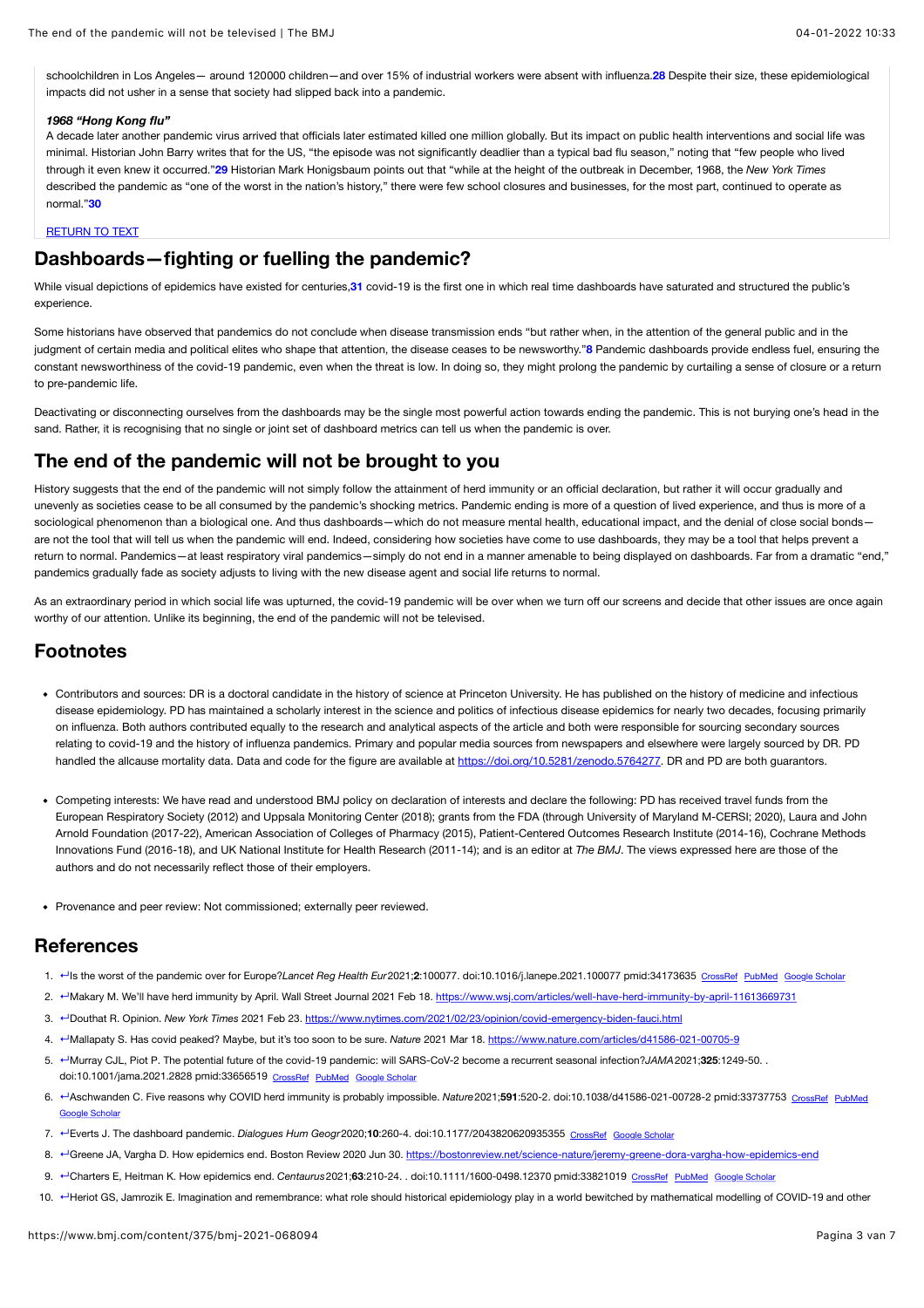schoolchildren in Los Angeles— around 120000 children—and over 15% of industrial workers were absent with influenza.[28] Despite their size, these epidemiological impacts did not usher in a sense that society had slipped back into a pandemic.

***1968 "Hong Kong flu"***

A decade later another pandemic virus arrived that officials later estimated killed one million globally. But its impact on public health interventions and social life was minimal. Historian John Barry writes that for the US, "the episode was not significantly deadlier than a typical bad flu season," noting that "few people who lived through it even knew it occurred."[29] Historian Mark Honigsbaum points out that "while at the height of the outbreak in December, 1968, the *New York Times* described the pandemic as "one of the worst in the nation's history," there were few school closures and businesses, for the most part, continued to operate as normal."[30]

RETURN TO TEXT

## Dashboards—fighting or fuelling the pandemic?

While visual depictions of epidemics have existed for centuries,[31] covid-19 is the first one in which real time dashboards have saturated and structured the public's experience.

Some historians have observed that pandemics do not conclude when disease transmission ends "but rather when, in the attention of the general public and in the judgment of certain media and political elites who shape that attention, the disease ceases to be newsworthy."[8] Pandemic dashboards provide endless fuel, ensuring the constant newsworthiness of the covid-19 pandemic, even when the threat is low. In doing so, they might prolong the pandemic by curtailing a sense of closure or a return to pre-pandemic life.

Deactivating or disconnecting ourselves from the dashboards may be the single most powerful action towards ending the pandemic. This is not burying one's head in the sand. Rather, it is recognising that no single or joint set of dashboard metrics can tell us when the pandemic is over.

## The end of the pandemic will not be brought to you

History suggests that the end of the pandemic will not simply follow the attainment of herd immunity or an official declaration, but rather it will occur gradually and unevenly as societies cease to be all consumed by the pandemic's shocking metrics. Pandemic ending is more of a question of lived experience, and thus is more of a sociological phenomenon than a biological one. And thus dashboards—which do not measure mental health, educational impact, and the denial of close social bonds—are not the tool that will tell us when the pandemic will end. Indeed, considering how societies have come to use dashboards, they may be a tool that helps prevent a return to normal. Pandemics—at least respiratory viral pandemics—simply do not end in a manner amenable to being displayed on dashboards. Far from a dramatic "end," pandemics gradually fade as society adjusts to living with the new disease agent and social life returns to normal.

As an extraordinary period in which social life was upturned, the covid-19 pandemic will be over when we turn off our screens and decide that other issues are once again worthy of our attention. Unlike its beginning, the end of the pandemic will not be televised.

## Footnotes

- Contributors and sources: DR is a doctoral candidate in the history of science at Princeton University. He has published on the history of medicine and infectious disease epidemiology. PD has maintained a scholarly interest in the science and politics of infectious disease epidemics for nearly two decades, focusing primarily on influenza. Both authors contributed equally to the research and analytical aspects of the article and both were responsible for sourcing secondary sources relating to covid-19 and the history of influenza pandemics. Primary and popular media sources from newspapers and elsewhere were largely sourced by DR. PD handled the allcause mortality data. Data and code for the figure are available at https://doi.org/10.5281/zenodo.5764277. DR and PD are both guarantors.

- Competing interests: We have read and understood BMJ policy on declaration of interests and declare the following: PD has received travel funds from the European Respiratory Society (2012) and Uppsala Monitoring Center (2018); grants from the FDA (through University of Maryland M-CERSI; 2020), Laura and John Arnold Foundation (2017-22), American Association of Colleges of Pharmacy (2015), Patient-Centered Outcomes Research Institute (2014-16), Cochrane Methods Innovations Fund (2016-18), and UK National Institute for Health Research (2011-14); and is an editor at *The BMJ*. The views expressed here are those of the authors and do not necessarily reflect those of their employers.

- Provenance and peer review: Not commissioned; externally peer reviewed.

## References

1. ↵Is the worst of the pandemic over for Europe? *Lancet Reg Health Eur* 2021;**2**:100077. doi:10.1016/j.lanepe.2021.100077 pmid:34173635 CrossRef PubMed Google Scholar
2. ↵Makary M. We'll have herd immunity by April. Wall Street Journal 2021 Feb 18. https://www.wsj.com/articles/well-have-herd-immunity-by-april-11613669731
3. ↵Douthat R. Opinion. *New York Times* 2021 Feb 23. https://www.nytimes.com/2021/02/23/opinion/covid-emergency-biden-fauci.html
4. ↵Mallapaty S. Has covid peaked? Maybe, but it's too soon to be sure. *Nature* 2021 Mar 18. https://www.nature.com/articles/d41586-021-00705-9
5. ↵Murray CJL, Piot P. The potential future of the covid-19 pandemic: will SARS-CoV-2 become a recurrent seasonal infection? *JAMA* 2021;**325**:1249-50. . doi:10.1001/jama.2021.2828 pmid:33656519 CrossRef PubMed Google Scholar
6. ↵Aschwanden C. Five reasons why COVID herd immunity is probably impossible. *Nature* 2021;**591**:520-2. doi:10.1038/d41586-021-00728-2 pmid:33737753 CrossRef PubMed Google Scholar
7. ↵Everts J. The dashboard pandemic. *Dialogues Hum Geogr* 2020;**10**:260-4. doi:10.1177/2043820620935355 CrossRef Google Scholar
8. ↵Greene JA, Vargha D. How epidemics end. Boston Review 2020 Jun 30. https://bostonreview.net/science-nature/jeremy-greene-dora-vargha-how-epidemics-end
9. ↵Charters E, Heitman K. How epidemics end. *Centaurus* 2021;**63**:210-24. . doi:10.1111/1600-0498.12370 pmid:33821019 CrossRef PubMed Google Scholar
10. ↵Heriot GS, Jamrozik E. Imagination and remembrance: what role should historical epidemiology play in a world bewitched by mathematical modelling of COVID-19 and other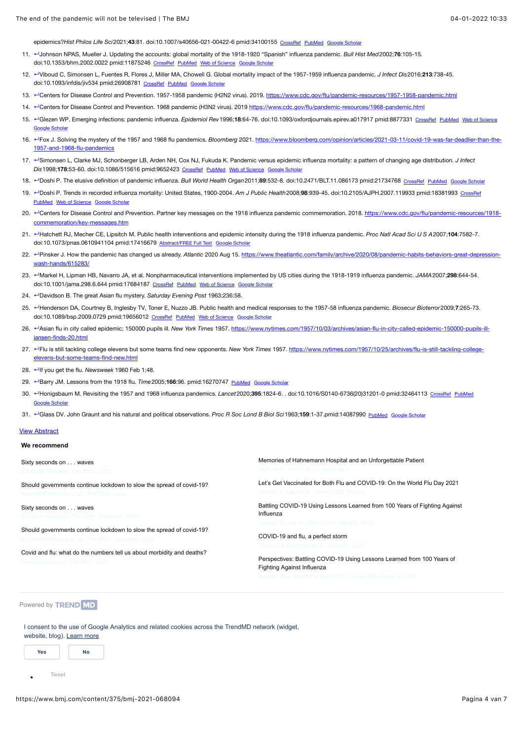epidemics?*Hist Philos Life Sci*2021;**43**:81. doi:10.1007/s40656-021-00422-6 pmid:34100155 CrossRef PubMed Google Scholar

11. ↵Johnson NPAS, Mueller J. Updating the accounts: global mortality of the 1918-1920 "Spanish" influenza pandemic. *Bull Hist Med*2002;**76**:105-15. doi:10.1353/bhm.2002.0022 pmid:11875246 CrossRef PubMed Web of Science Google Scholar
12. ↵Viboud C, Simonsen L, Fuentes R, Flores J, Miller MA, Chowell G. Global mortality impact of the 1957-1959 influenza pandemic. *J Infect Dis*2016;**213**:738-45. doi:10.1093/infdis/jiv534 pmid:26908781 CrossRef PubMed Google Scholar
13. ↵Centers for Disease Control and Prevention. 1957-1958 pandemic (H2N2 virus). 2019. https://www.cdc.gov/flu/pandemic-resources/1957-1958-pandemic.html
14. ↵Centers for Disease Control and Prevention. 1968 pandemic (H3N2 virus). 2019 https://www.cdc.gov/flu/pandemic-resources/1968-pandemic.html
15. ↵Glezen WP. Emerging infections: pandemic influenza. *Epidemiol Rev*1996;**18**:64-76. doi:10.1093/oxfordjournals.epirev.a017917 pmid:8877331 CrossRef PubMed Web of Science Google Scholar
16. ↵Fox J. Solving the mystery of the 1957 and 1968 flu pandemics. *Bloomberg* 2021. https://www.bloomberg.com/opinion/articles/2021-03-11/covid-19-was-far-deadlier-than-the-1957-and-1968-flu-pandemics
17. ↵Simonsen L, Clarke MJ, Schonberger LB, Arden NH, Cox NJ, Fukuda K. Pandemic versus epidemic influenza mortality: a pattern of changing age distribution. *J Infect Dis*1998;**178**:53-60. doi:10.1086/515616 pmid:9652423 CrossRef PubMed Web of Science Google Scholar
18. ↵Doshi P. The elusive definition of pandemic influenza. *Bull World Health Organ*2011;**89**:532-8. doi:10.2471/BLT.11.086173 pmid:21734768 CrossRef PubMed Google Scholar
19. ↵Doshi P. Trends in recorded influenza mortality: United States, 1900-2004. *Am J Public Health*2008;**98**:939-45. doi:10.2105/AJPH.2007.119933 pmid:18381993 CrossRef PubMed Web of Science Google Scholar
20. ↵Centers for Disease Control and Prevention. Partner key messages on the 1918 influenza pandemic commemoration. 2018. https://www.cdc.gov/flu/pandemic-resources/1918-commemoration/key-messages.htm
21. ↵Hatchett RJ, Mecher CE, Lipsitch M. Public health interventions and epidemic intensity during the 1918 influenza pandemic. *Proc Natl Acad Sci U S A*2007;**104**:7582-7. doi:10.1073/pnas.0610941104 pmid:17416679 Abstract/FREE Full Text Google Scholar
22. ↵Pinsker J. How the pandemic has changed us already. *Atlantic* 2020 Aug 15. https://www.theatlantic.com/family/archive/2020/08/pandemic-habits-behaviors-great-depression-wash-hands/615283/
23. ↵Markel H, Lipman HB, Navarro JA, et al. Nonpharmaceutical interventions implemented by US cities during the 1918-1919 influenza pandemic. *JAMA*2007;**298**:644-54. doi:10.1001/jama.298.6.644 pmid:17684187 CrossRef PubMed Web of Science Google Scholar
24. ↵Davidson B. The great Asian flu mystery. *Saturday Evening Post* 1963;236:58.
25. ↵Henderson DA, Courtney B, Inglesby TV, Toner E, Nuzzo JB. Public health and medical responses to the 1957-58 influenza pandemic. *Biosecur Bioterror*2009;**7**:265-73. doi:10.1089/bsp.2009.0729 pmid:19656012 CrossRef PubMed Web of Science Google Scholar
26. ↵Asian flu in city called epidemic; 150000 pupils ill. *New York Times* 1957. https://www.nytimes.com/1957/10/03/archives/asian-flu-in-city-called-epidemic-150000-pupils-ill-jansen-finds-20.html
27. ↵Flu is still tackling college elevens but some teams find new opponents. *New York Times* 1957. https://www.nytimes.com/1957/10/25/archives/flu-is-still-tackling-college-elevens-but-some-teams-find-new.html
28. ↵If you get the flu. *Newsweek* 1960 Feb 1;48.
29. ↵Barry JM. Lessons from the 1918 flu. *Time*2005;**166**:96. pmid:16270747 PubMed Google Scholar
30. ↵Honigsbaum M. Revisiting the 1957 and 1968 influenza pandemics. *Lancet*2020;**395**:1824-6. . doi:10.1016/S0140-6736(20)31201-0 pmid:32464113 CrossRef PubMed Google Scholar
31. ↵Glass DV. John Graunt and his natural and political observations. *Proc R Soc Lond B Biol Sci*1963;**159**:1-37.pmid:14087990 PubMed Google Scholar

View Abstract

**We recommend**

Sixty seconds on . . . waves
Elisabeth Mahase, The BMJ, 2020

Should governments continue lockdown to slow the spread of covid-19?
Edward R Melnick et al., The BMJ, 2020

Sixty seconds on . . . waves
Elisabeth Mahase, The BMJ: Research, 2020

Should governments continue lockdown to slow the spread of covid-19?
Edward R Melnick et al., The BMJ: Research, 2020

Covid and flu: what do the numbers tell us about morbidity and deaths?
Gareth Iacobucci, The BMJ, 2021

Memories of Hahnemann Hospital and an Unforgettable Patient
Andrew N. Wilner et al., Medscape

Let's Get Vaccinated for Both Flu and COVID-19: On the World Flu Day 2021
George F. Gao et al., China CDC Weekly

Battling COVID-19 Using Lessons Learned from 100 Years of Fighting Against Influenza
Xiaohui Zou et al., China CDC Weekly, 2020

COVID-19 and flu, a perfect storm
Edward A. Belongia et al., Science, 2020

Perspectives: Battling COVID-19 Using Lessons Learned from 100 Years of Fighting Against Influenza
Xiaohui Zou, World Flu Day 2020 - China CDC Weekly, 2020

Powered by TREND MD

I consent to the use of Google Analytics and related cookies across the TrendMD network (widget, website, blog). Learn more

Yes No

- Tweet